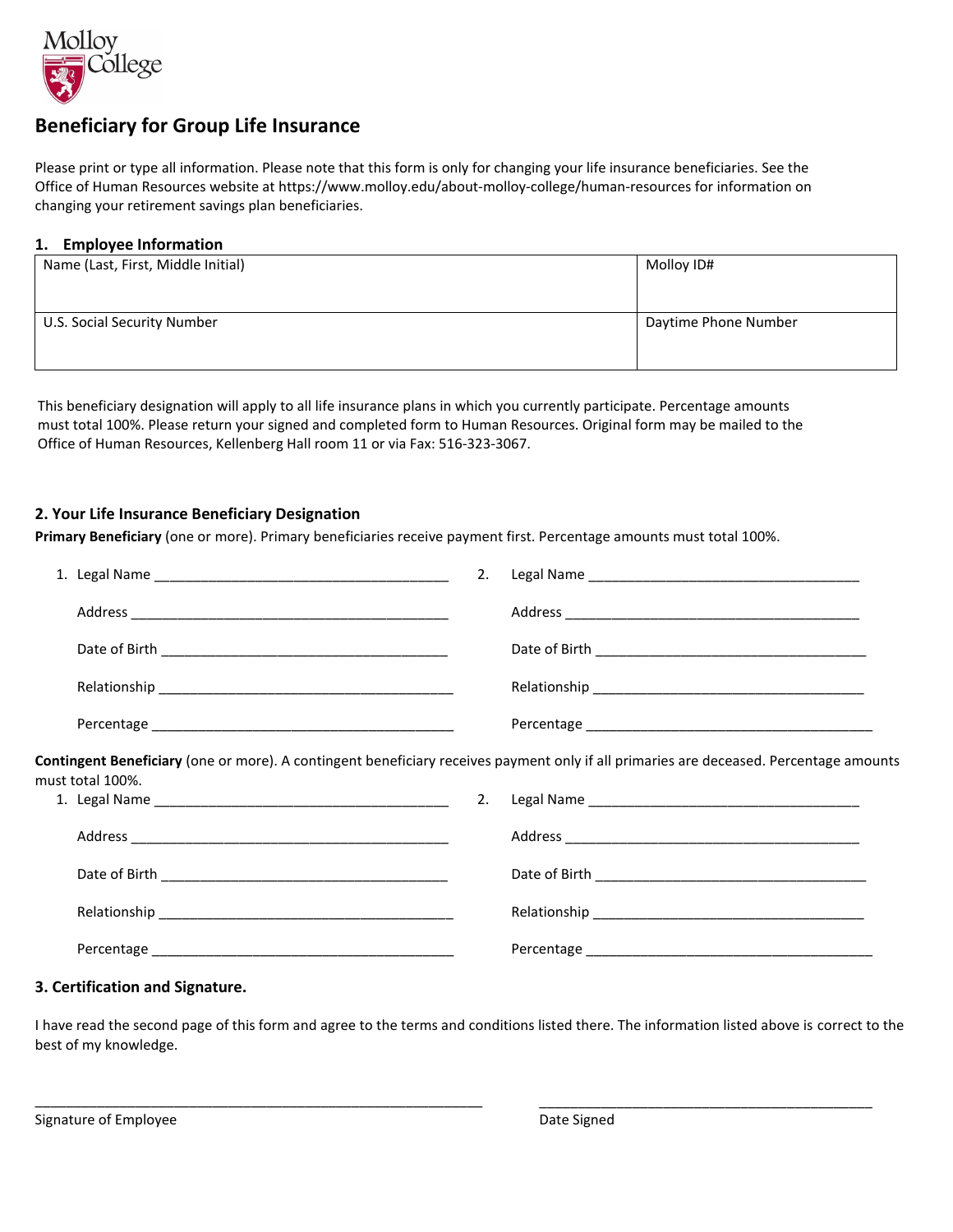Molloy College

# Beneficiary for Group Life Insurance

Please print or type all information. Please note that this form is only for changing your life insurance beneficiaries. See the Office of Human Resources website at https://www.molloy.edu/about-molloy-college/human-resources for information on changing your retirement savings plan beneficiaries.

## 1. Employee Information

| Name (Last, First, Middle Initial) | Molloy ID# |
|---|---|
| U.S. Social Security Number | Daytime Phone Number |

This beneficiary designation will apply to all life insurance plans in which you currently participate. Percentage amounts must total 100%. Please return your signed and completed form to Human Resources. Original form may be mailed to the Office of Human Resources, Kellenberg Hall room 11 or via Fax: 516-323-3067.

## 2. Your Life Insurance Beneficiary Designation

**Primary Beneficiary** (one or more). Primary beneficiaries receive payment first. Percentage amounts must total 100%.

1. Legal Name ______________________________________

   Address ______________________________________

   Date of Birth ______________________________________

   Relationship ______________________________________

   Percentage ______________________________________

2. Legal Name ______________________________________

   Address ______________________________________

   Date of Birth ______________________________________

   Relationship ______________________________________

   Percentage ______________________________________

**Contingent Beneficiary** (one or more). A contingent beneficiary receives payment only if all primaries are deceased. Percentage amounts must total 100%.

1. Legal Name ______________________________________

   Address ______________________________________

   Date of Birth ______________________________________

   Relationship ______________________________________

   Percentage ______________________________________

2. Legal Name ______________________________________

   Address ______________________________________

   Date of Birth ______________________________________

   Relationship ______________________________________

   Percentage ______________________________________

## 3. Certification and Signature.

I have read the second page of this form and agree to the terms and conditions listed there. The information listed above is correct to the best of my knowledge.

______________________________________________ Signature of Employee

______________________________________________ Date Signed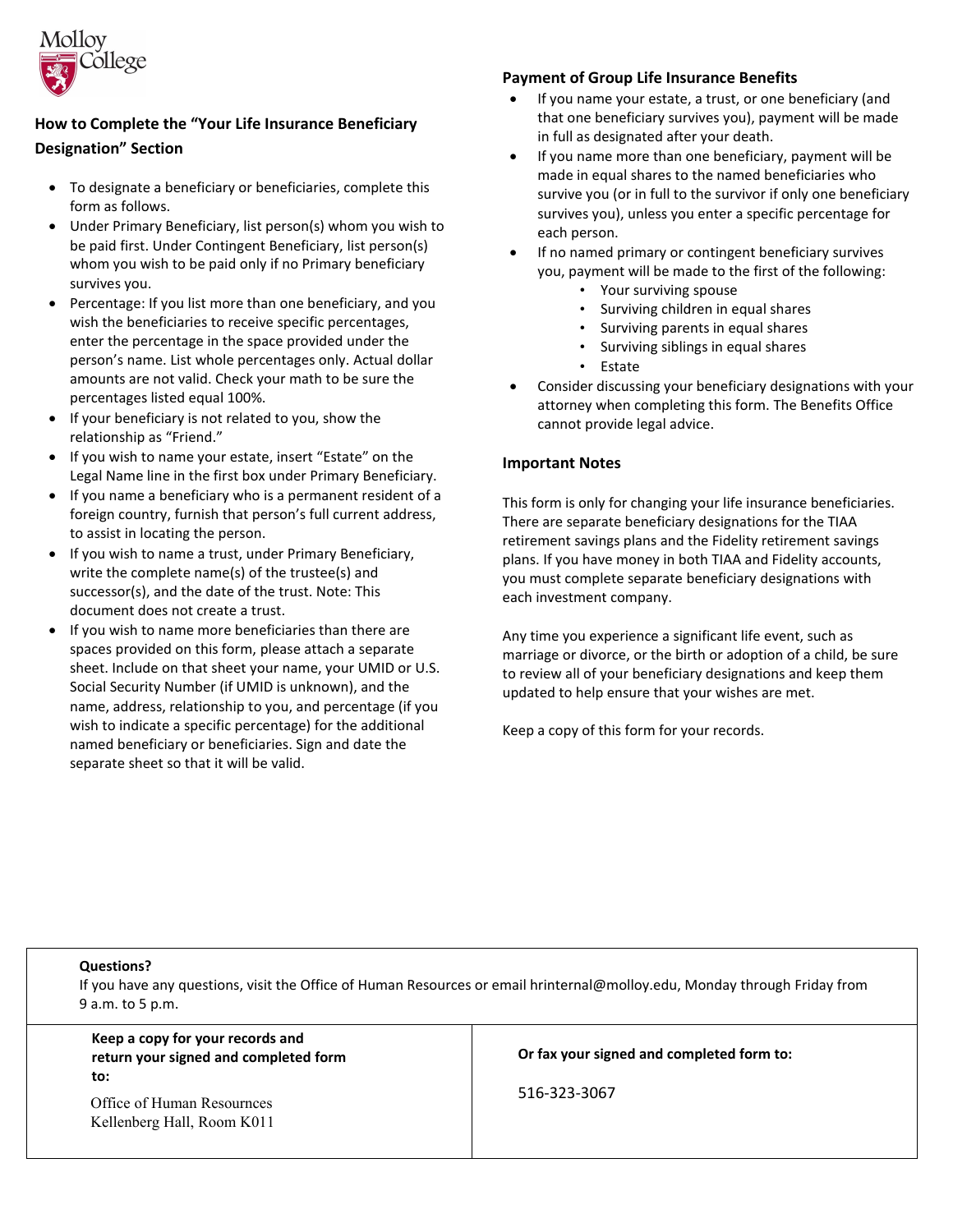## How to Complete the "Your Life Insurance Beneficiary Designation" Section

- To designate a beneficiary or beneficiaries, complete this form as follows.
- Under Primary Beneficiary, list person(s) whom you wish to be paid first. Under Contingent Beneficiary, list person(s) whom you wish to be paid only if no Primary beneficiary survives you.
- Percentage: If you list more than one beneficiary, and you wish the beneficiaries to receive specific percentages, enter the percentage in the space provided under the person's name. List whole percentages only. Actual dollar amounts are not valid. Check your math to be sure the percentages listed equal 100%.
- If your beneficiary is not related to you, show the relationship as "Friend."
- If you wish to name your estate, insert "Estate" on the Legal Name line in the first box under Primary Beneficiary.
- If you name a beneficiary who is a permanent resident of a foreign country, furnish that person's full current address, to assist in locating the person.
- If you wish to name a trust, under Primary Beneficiary, write the complete name(s) of the trustee(s) and successor(s), and the date of the trust. Note: This document does not create a trust.
- If you wish to name more beneficiaries than there are spaces provided on this form, please attach a separate sheet. Include on that sheet your name, your UMID or U.S. Social Security Number (if UMID is unknown), and the name, address, relationship to you, and percentage (if you wish to indicate a specific percentage) for the additional named beneficiary or beneficiaries. Sign and date the separate sheet so that it will be valid.

### Payment of Group Life Insurance Benefits

- If you name your estate, a trust, or one beneficiary (and that one beneficiary survives you), payment will be made in full as designated after your death.
- If you name more than one beneficiary, payment will be made in equal shares to the named beneficiaries who survive you (or in full to the survivor if only one beneficiary survives you), unless you enter a specific percentage for each person.
- If no named primary or contingent beneficiary survives you, payment will be made to the first of the following:
  - Your surviving spouse
  - Surviving children in equal shares
  - Surviving parents in equal shares
  - Surviving siblings in equal shares
  - Estate
- Consider discussing your beneficiary designations with your attorney when completing this form. The Benefits Office cannot provide legal advice.

### Important Notes

This form is only for changing your life insurance beneficiaries. There are separate beneficiary designations for the TIAA retirement savings plans and the Fidelity retirement savings plans. If you have money in both TIAA and Fidelity accounts, you must complete separate beneficiary designations with each investment company.

Any time you experience a significant life event, such as marriage or divorce, or the birth or adoption of a child, be sure to review all of your beneficiary designations and keep them updated to help ensure that your wishes are met.

Keep a copy of this form for your records.

**Questions?**
If you have any questions, visit the Office of Human Resources or email hrinternal@molloy.edu, Monday through Friday from 9 a.m. to 5 p.m.

**Keep a copy for your records and return your signed and completed form to:**

Office of Human Resourvces
Kellenberg Hall, Room K011

**Or fax your signed and completed form to:**

516-323-3067